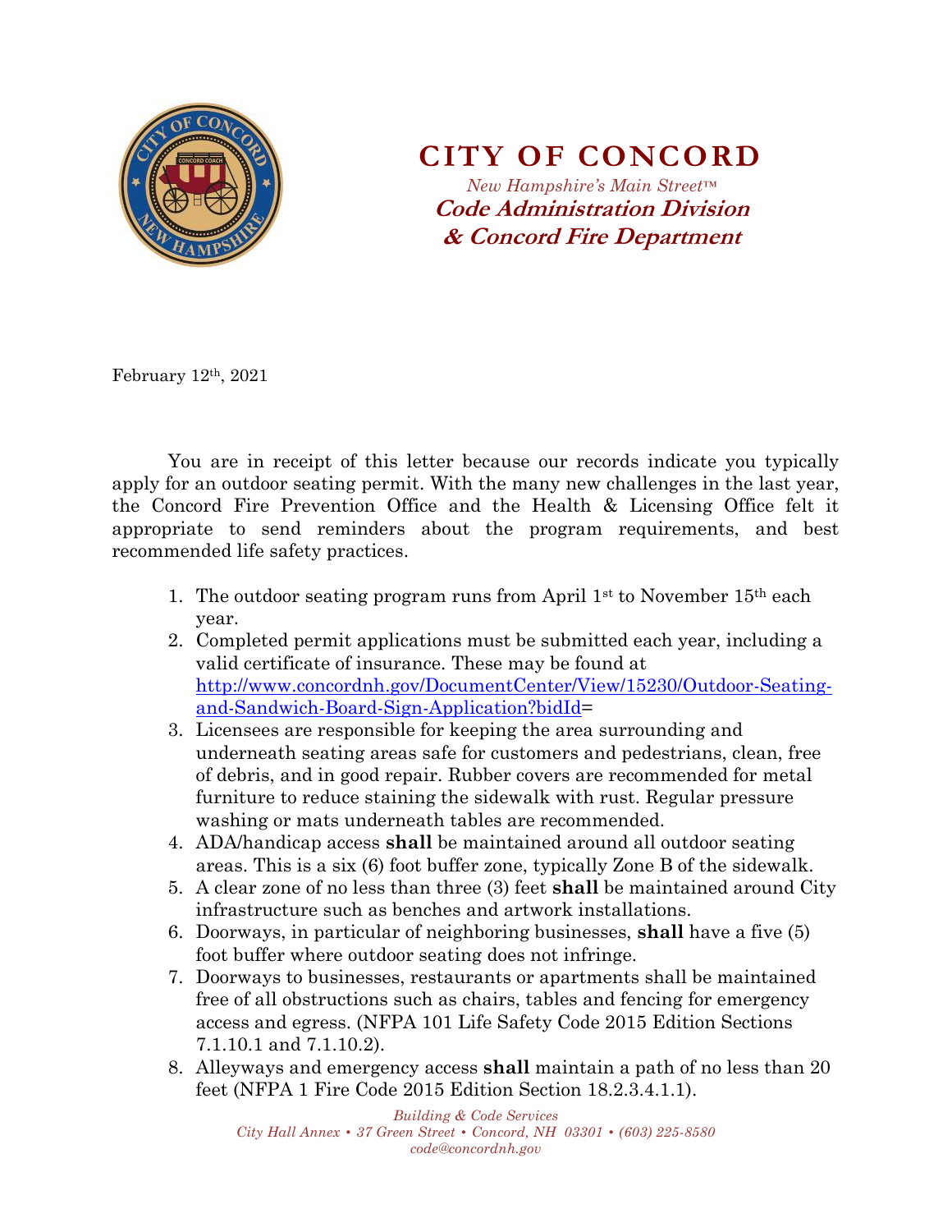# CITY OF CONCORD

*New Hampshire's Main Street™*

***Code Administration Division***
***& Concord Fire Department***

February 12th, 2021

You are in receipt of this letter because our records indicate you typically apply for an outdoor seating permit. With the many new challenges in the last year, the Concord Fire Prevention Office and the Health & Licensing Office felt it appropriate to send reminders about the program requirements, and best recommended life safety practices.

1. The outdoor seating program runs from April 1st to November 15th each year.
2. Completed permit applications must be submitted each year, including a valid certificate of insurance. These may be found at http://www.concordnh.gov/DocumentCenter/View/15230/Outdoor-Seating-and-Sandwich-Board-Sign-Application?bidId=
3. Licensees are responsible for keeping the area surrounding and underneath seating areas safe for customers and pedestrians, clean, free of debris, and in good repair. Rubber covers are recommended for metal furniture to reduce staining the sidewalk with rust. Regular pressure washing or mats underneath tables are recommended.
4. ADA/handicap access **shall** be maintained around all outdoor seating areas. This is a six (6) foot buffer zone, typically Zone B of the sidewalk.
5. A clear zone of no less than three (3) feet **shall** be maintained around City infrastructure such as benches and artwork installations.
6. Doorways, in particular of neighboring businesses, **shall** have a five (5) foot buffer where outdoor seating does not infringe.
7. Doorways to businesses, restaurants or apartments shall be maintained free of all obstructions such as chairs, tables and fencing for emergency access and egress. (NFPA 101 Life Safety Code 2015 Edition Sections 7.1.10.1 and 7.1.10.2).
8. Alleyways and emergency access **shall** maintain a path of no less than 20 feet (NFPA 1 Fire Code 2015 Edition Section 18.2.3.4.1.1).

*Building & Code Services*
*City Hall Annex • 37 Green Street • Concord, NH 03301 • (603) 225-8580*
*code@concordnh.gov*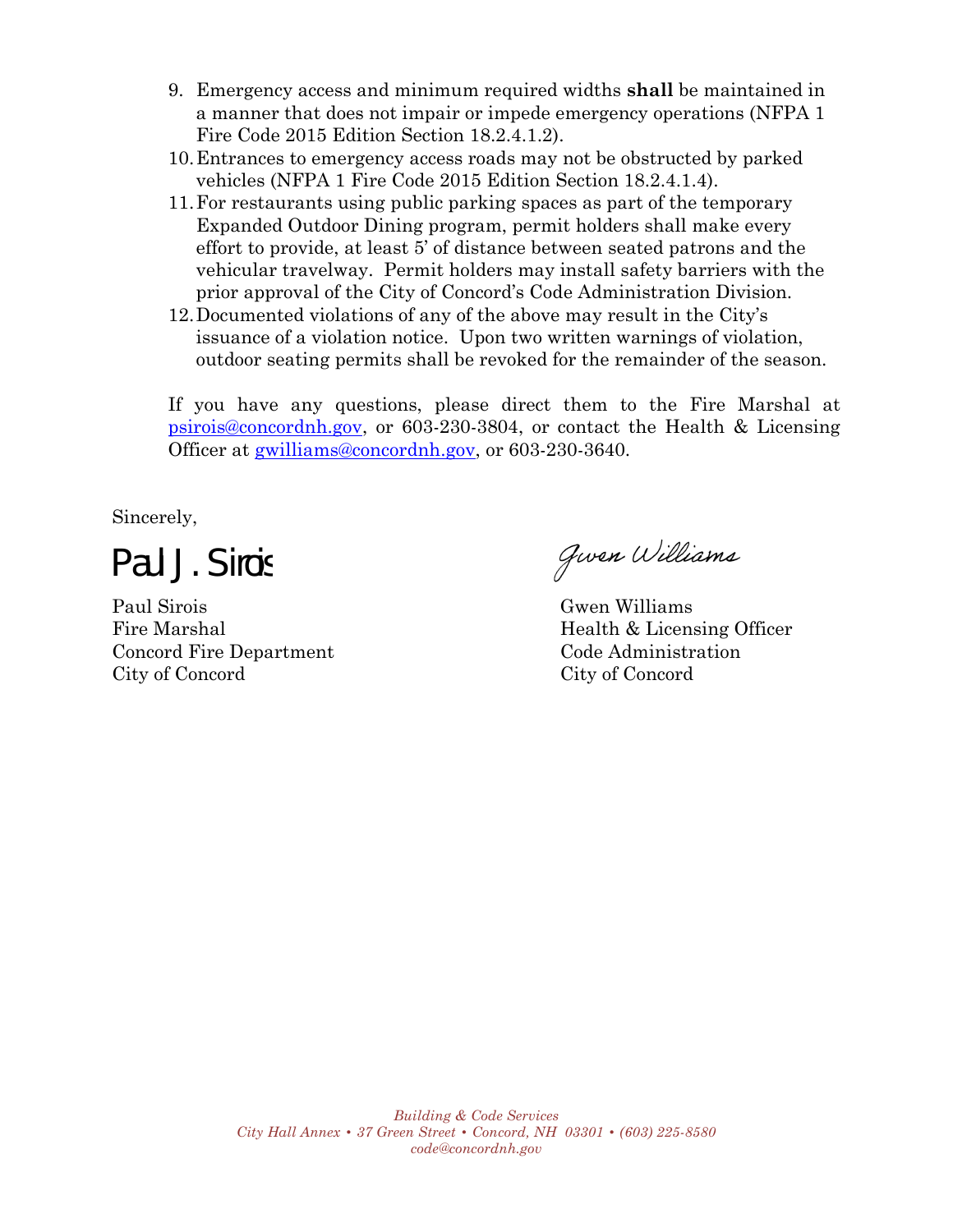9. Emergency access and minimum required widths **shall** be maintained in a manner that does not impair or impede emergency operations (NFPA 1 Fire Code 2015 Edition Section 18.2.4.1.2).
10. Entrances to emergency access roads may not be obstructed by parked vehicles (NFPA 1 Fire Code 2015 Edition Section 18.2.4.1.4).
11. For restaurants using public parking spaces as part of the temporary Expanded Outdoor Dining program, permit holders shall make every effort to provide, at least 5' of distance between seated patrons and the vehicular travelway. Permit holders may install safety barriers with the prior approval of the City of Concord's Code Administration Division.
12. Documented violations of any of the above may result in the City's issuance of a violation notice. Upon two written warnings of violation, outdoor seating permits shall be revoked for the remainder of the season.

If you have any questions, please direct them to the Fire Marshal at psirois@concordnh.gov, or 603-230-3804, or contact the Health & Licensing Officer at gwilliams@concordnh.gov, or 603-230-3640.

Sincerely,

Paul J. Sirois

Paul Sirois
Fire Marshal
Concord Fire Department
City of Concord

Gwen Williams

Gwen Williams
Health & Licensing Officer
Code Administration
City of Concord

*Building & Code Services*
*City Hall Annex • 37 Green Street • Concord, NH 03301 • (603) 225-8580*
*code@concordnh.gov*